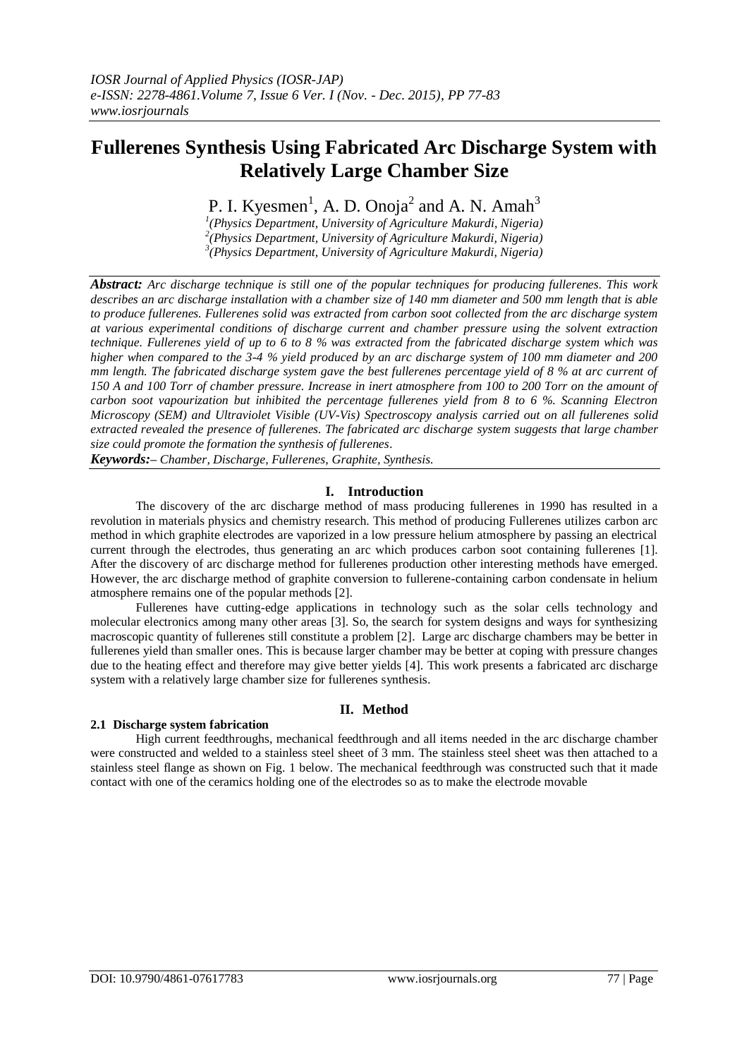# Fullerenes Synthesis Using Fabricated Arc Discharge System with Relatively Large Chamber Size

P. I. Kyesmen[1], A. D. Onoja[2] and A. N. Amah[3]

[1](Physics Department, University of Agriculture Makurdi, Nigeria)
[2](Physics Department, University of Agriculture Makurdi, Nigeria)
[3](Physics Department, University of Agriculture Makurdi, Nigeria)

***Abstract:*** *Arc discharge technique is still one of the popular techniques for producing fullerenes. This work describes an arc discharge installation with a chamber size of 140 mm diameter and 500 mm length that is able to produce fullerenes. Fullerenes solid was extracted from carbon soot collected from the arc discharge system at various experimental conditions of discharge current and chamber pressure using the solvent extraction technique. Fullerenes yield of up to 6 to 8 % was extracted from the fabricated discharge system which was higher when compared to the 3-4 % yield produced by an arc discharge system of 100 mm diameter and 200 mm length. The fabricated discharge system gave the best fullerenes percentage yield of 8 % at arc current of 150 A and 100 Torr of chamber pressure. Increase in inert atmosphere from 100 to 200 Torr on the amount of carbon soot vapourization but inhibited the percentage fullerenes yield from 8 to 6 %. Scanning Electron Microscopy (SEM) and Ultraviolet Visible (UV-Vis) Spectroscopy analysis carried out on all fullerenes solid extracted revealed the presence of fullerenes. The fabricated arc discharge system suggests that large chamber size could promote the formation the synthesis of fullerenes.*

***Keywords:*** *– Chamber, Discharge, Fullerenes, Graphite, Synthesis.*

## I. Introduction

The discovery of the arc discharge method of mass producing fullerenes in 1990 has resulted in a revolution in materials physics and chemistry research. This method of producing Fullerenes utilizes carbon arc method in which graphite electrodes are vaporized in a low pressure helium atmosphere by passing an electrical current through the electrodes, thus generating an arc which produces carbon soot containing fullerenes [1]. After the discovery of arc discharge method for fullerenes production other interesting methods have emerged. However, the arc discharge method of graphite conversion to fullerene-containing carbon condensate in helium atmosphere remains one of the popular methods [2].

Fullerenes have cutting-edge applications in technology such as the solar cells technology and molecular electronics among many other areas [3]. So, the search for system designs and ways for synthesizing macroscopic quantity of fullerenes still constitute a problem [2]. Large arc discharge chambers may be better in fullerenes yield than smaller ones. This is because larger chamber may be better at coping with pressure changes due to the heating effect and therefore may give better yields [4]. This work presents a fabricated arc discharge system with a relatively large chamber size for fullerenes synthesis.

## II. Method

### 2.1 Discharge system fabrication

High current feedthroughs, mechanical feedthrough and all items needed in the arc discharge chamber were constructed and welded to a stainless steel sheet of 3 mm. The stainless steel sheet was then attached to a stainless steel flange as shown on Fig. 1 below. The mechanical feedthrough was constructed such that it made contact with one of the ceramics holding one of the electrodes so as to make the electrode movable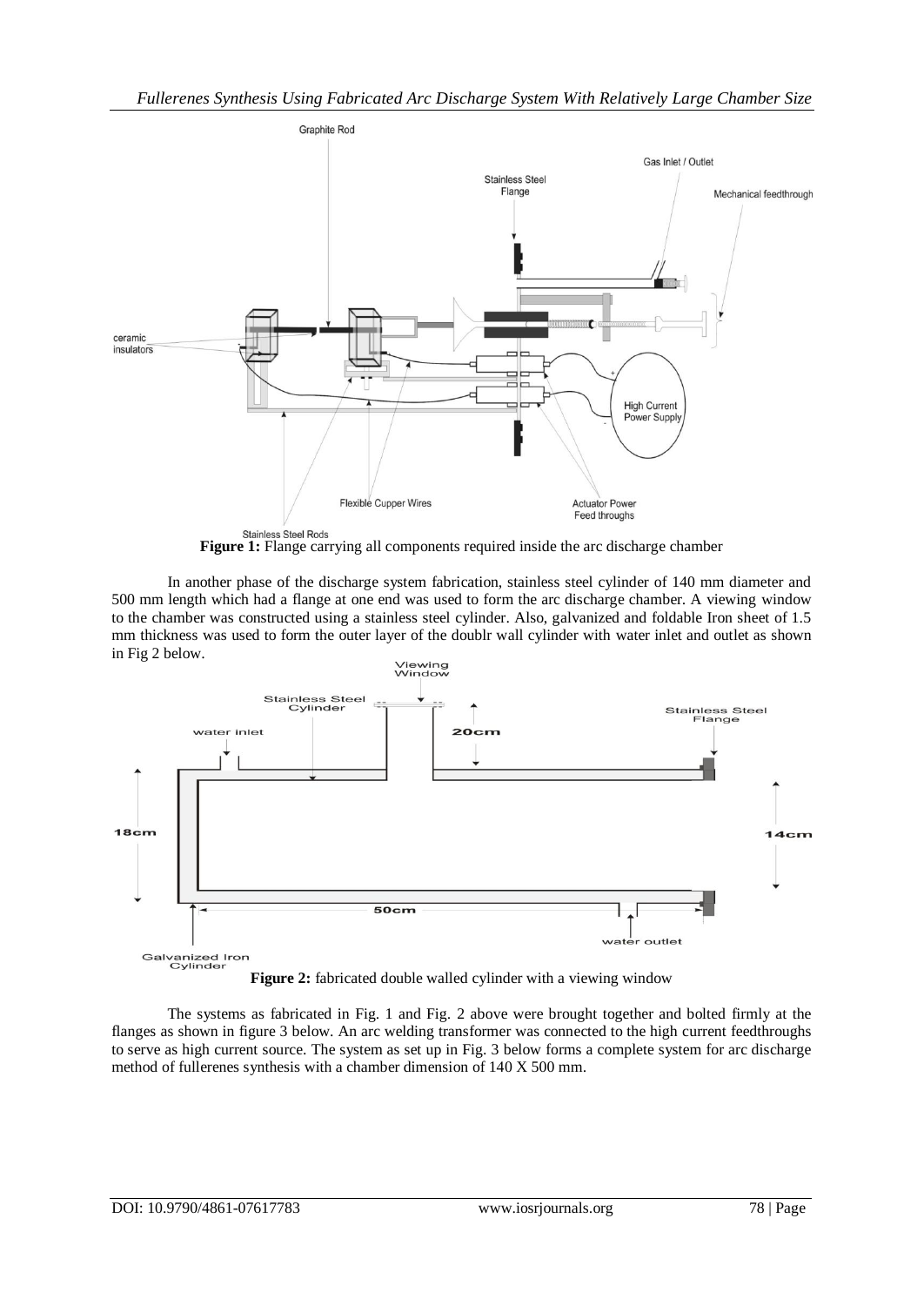**Figure 1:** Flange carrying all components required inside the arc discharge chamber

In another phase of the discharge system fabrication, stainless steel cylinder of 140 mm diameter and 500 mm length which had a flange at one end was used to form the arc discharge chamber. A viewing window to the chamber was constructed using a stainless steel cylinder. Also, galvanized and foldable Iron sheet of 1.5 mm thickness was used to form the outer layer of the doublr wall cylinder with water inlet and outlet as shown in Fig 2 below.

**Figure 2:** fabricated double walled cylinder with a viewing window

The systems as fabricated in Fig. 1 and Fig. 2 above were brought together and bolted firmly at the flanges as shown in figure 3 below. An arc welding transformer was connected to the high current feedthroughs to serve as high current source. The system as set up in Fig. 3 below forms a complete system for arc discharge method of fullerenes synthesis with a chamber dimension of 140 X 500 mm.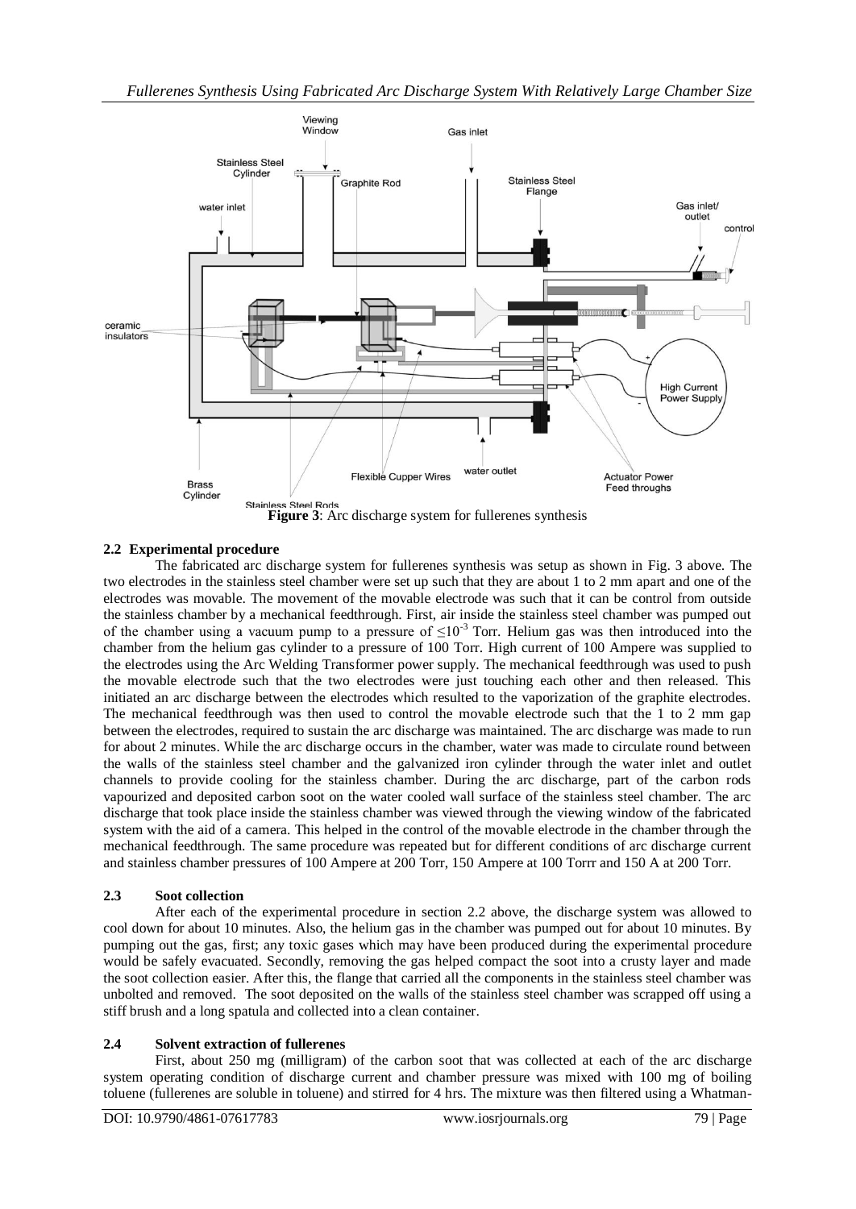**Figure 3**: Arc discharge system for fullerenes synthesis

### 2.2 Experimental procedure

The fabricated arc discharge system for fullerenes synthesis was setup as shown in Fig. 3 above. The two electrodes in the stainless steel chamber were set up such that they are about 1 to 2 mm apart and one of the electrodes was movable. The movement of the movable electrode was such that it can be control from outside the stainless chamber by a mechanical feedthrough. First, air inside the stainless steel chamber was pumped out of the chamber using a vacuum pump to a pressure of $\leq 10^{-3}$ Torr. Helium gas was then introduced into the chamber from the helium gas cylinder to a pressure of 100 Torr. High current of 100 Ampere was supplied to the electrodes using the Arc Welding Transformer power supply. The mechanical feedthrough was used to push the movable electrode such that the two electrodes were just touching each other and then released. This initiated an arc discharge between the electrodes which resulted to the vaporization of the graphite electrodes. The mechanical feedthrough was then used to control the movable electrode such that the 1 to 2 mm gap between the electrodes, required to sustain the arc discharge was maintained. The arc discharge was made to run for about 2 minutes. While the arc discharge occurs in the chamber, water was made to circulate round between the walls of the stainless steel chamber and the galvanized iron cylinder through the water inlet and outlet channels to provide cooling for the stainless chamber. During the arc discharge, part of the carbon rods vapourized and deposited carbon soot on the water cooled wall surface of the stainless steel chamber. The arc discharge that took place inside the stainless chamber was viewed through the viewing window of the fabricated system with the aid of a camera. This helped in the control of the movable electrode in the chamber through the mechanical feedthrough. The same procedure was repeated but for different conditions of arc discharge current and stainless chamber pressures of 100 Ampere at 200 Torr, 150 Ampere at 100 Torrr and 150 A at 200 Torr.

### 2.3 Soot collection

After each of the experimental procedure in section 2.2 above, the discharge system was allowed to cool down for about 10 minutes. Also, the helium gas in the chamber was pumped out for about 10 minutes. By pumping out the gas, first; any toxic gases which may have been produced during the experimental procedure would be safely evacuated. Secondly, removing the gas helped compact the soot into a crusty layer and made the soot collection easier. After this, the flange that carried all the components in the stainless steel chamber was unbolted and removed. The soot deposited on the walls of the stainless steel chamber was scrapped off using a stiff brush and a long spatula and collected into a clean container.

### 2.4 Solvent extraction of fullerenes

First, about 250 mg (milligram) of the carbon soot that was collected at each of the arc discharge system operating condition of discharge current and chamber pressure was mixed with 100 mg of boiling toluene (fullerenes are soluble in toluene) and stirred for 4 hrs. The mixture was then filtered using a Whatman-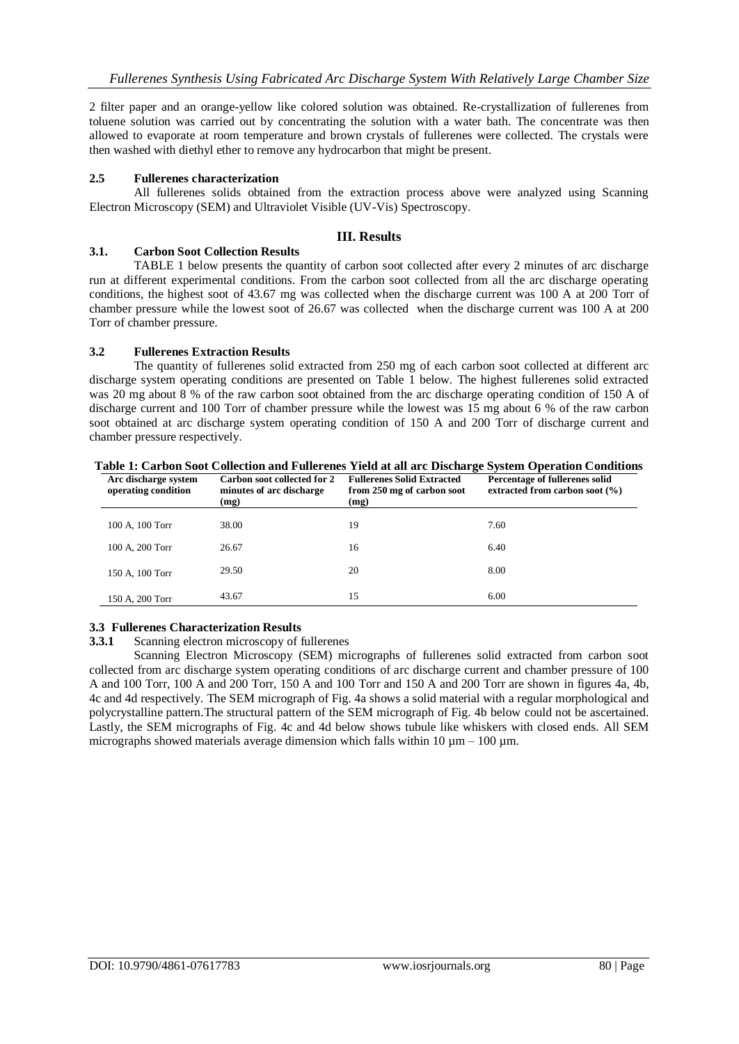2 filter paper and an orange-yellow like colored solution was obtained. Re-crystallization of fullerenes from toluene solution was carried out by concentrating the solution with a water bath. The concentrate was then allowed to evaporate at room temperature and brown crystals of fullerenes were collected. The crystals were then washed with diethyl ether to remove any hydrocarbon that might be present.

### 2.5 Fullerenes characterization

All fullerenes solids obtained from the extraction process above were analyzed using Scanning Electron Microscopy (SEM) and Ultraviolet Visible (UV-Vis) Spectroscopy.

## III. Results

### 3.1. Carbon Soot Collection Results

TABLE 1 below presents the quantity of carbon soot collected after every 2 minutes of arc discharge run at different experimental conditions. From the carbon soot collected from all the arc discharge operating conditions, the highest soot of 43.67 mg was collected when the discharge current was 100 A at 200 Torr of chamber pressure while the lowest soot of 26.67 was collected when the discharge current was 100 A at 200 Torr of chamber pressure.

### 3.2 Fullerenes Extraction Results

The quantity of fullerenes solid extracted from 250 mg of each carbon soot collected at different arc discharge system operating conditions are presented on Table 1 below. The highest fullerenes solid extracted was 20 mg about 8 % of the raw carbon soot obtained from the arc discharge operating condition of 150 A of discharge current and 100 Torr of chamber pressure while the lowest was 15 mg about 6 % of the raw carbon soot obtained at arc discharge system operating condition of 150 A and 200 Torr of discharge current and chamber pressure respectively.

**Table 1: Carbon Soot Collection and Fullerenes Yield at all arc Discharge System Operation Conditions**

| Arc discharge system operating condition | Carbon soot collected for 2 minutes of arc discharge (mg) | Fullerenes Solid Extracted from 250 mg of carbon soot (mg) | Percentage of fullerenes solid extracted from carbon soot (%) |
|---|---|---|---|
| 100 A, 100 Torr | 38.00 | 19 | 7.60 |
| 100 A, 200 Torr | 26.67 | 16 | 6.40 |
| 150 A, 100 Torr | 29.50 | 20 | 8.00 |
| 150 A, 200 Torr | 43.67 | 15 | 6.00 |

### 3.3 Fullerenes Characterization Results

#### 3.3.1 Scanning electron microscopy of fullerenes

Scanning Electron Microscopy (SEM) micrographs of fullerenes solid extracted from carbon soot collected from arc discharge system operating conditions of arc discharge current and chamber pressure of 100 A and 100 Torr, 100 A and 200 Torr, 150 A and 100 Torr and 150 A and 200 Torr are shown in figures 4a, 4b, 4c and 4d respectively. The SEM micrograph of Fig. 4a shows a solid material with a regular morphological and polycrystalline pattern.The structural pattern of the SEM micrograph of Fig. 4b below could not be ascertained. Lastly, the SEM micrographs of Fig. 4c and 4d below shows tubule like whiskers with closed ends. All SEM micrographs showed materials average dimension which falls within 10 µm – 100 µm.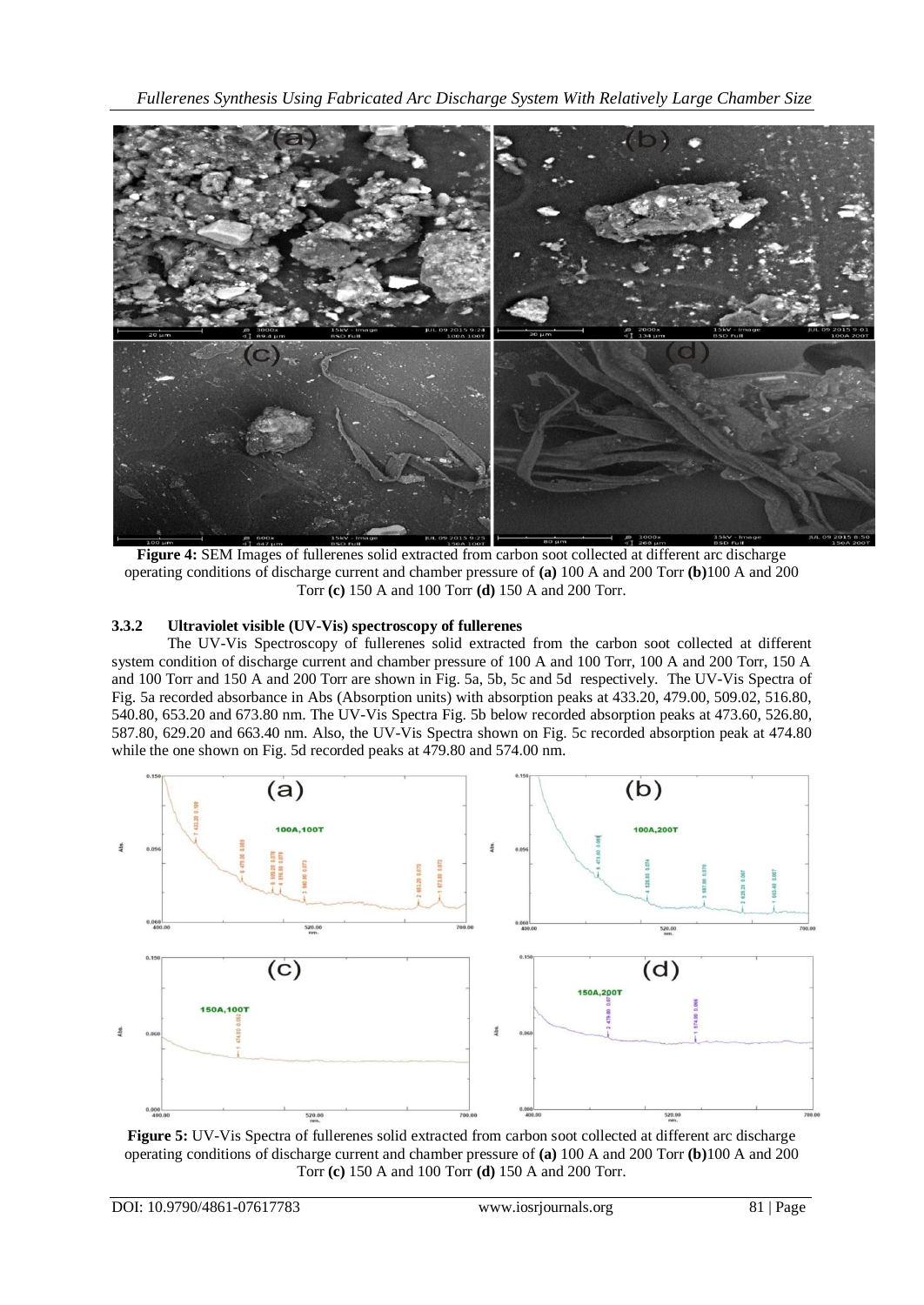**Figure 4:** SEM Images of fullerenes solid extracted from carbon soot collected at different arc discharge operating conditions of discharge current and chamber pressure of **(a)** 100 A and 200 Torr **(b)**100 A and 200 Torr **(c)** 150 A and 100 Torr **(d)** 150 A and 200 Torr.

### 3.3.2 Ultraviolet visible (UV-Vis) spectroscopy of fullerenes

The UV-Vis Spectroscopy of fullerenes solid extracted from the carbon soot collected at different system condition of discharge current and chamber pressure of 100 A and 100 Torr, 100 A and 200 Torr, 150 A and 100 Torr and 150 A and 200 Torr are shown in Fig. 5a, 5b, 5c and 5d respectively. The UV-Vis Spectra of Fig. 5a recorded absorbance in Abs (Absorption units) with absorption peaks at 433.20, 479.00, 509.02, 516.80, 540.80, 653.20 and 673.80 nm. The UV-Vis Spectra Fig. 5b below recorded absorption peaks at 473.60, 526.80, 587.80, 629.20 and 663.40 nm. Also, the UV-Vis Spectra shown on Fig. 5c recorded absorption peak at 474.80 while the one shown on Fig. 5d recorded peaks at 479.80 and 574.00 nm.

**Figure 5:** UV-Vis Spectra of fullerenes solid extracted from carbon soot collected at different arc discharge operating conditions of discharge current and chamber pressure of **(a)** 100 A and 200 Torr **(b)**100 A and 200 Torr **(c)** 150 A and 100 Torr **(d)** 150 A and 200 Torr.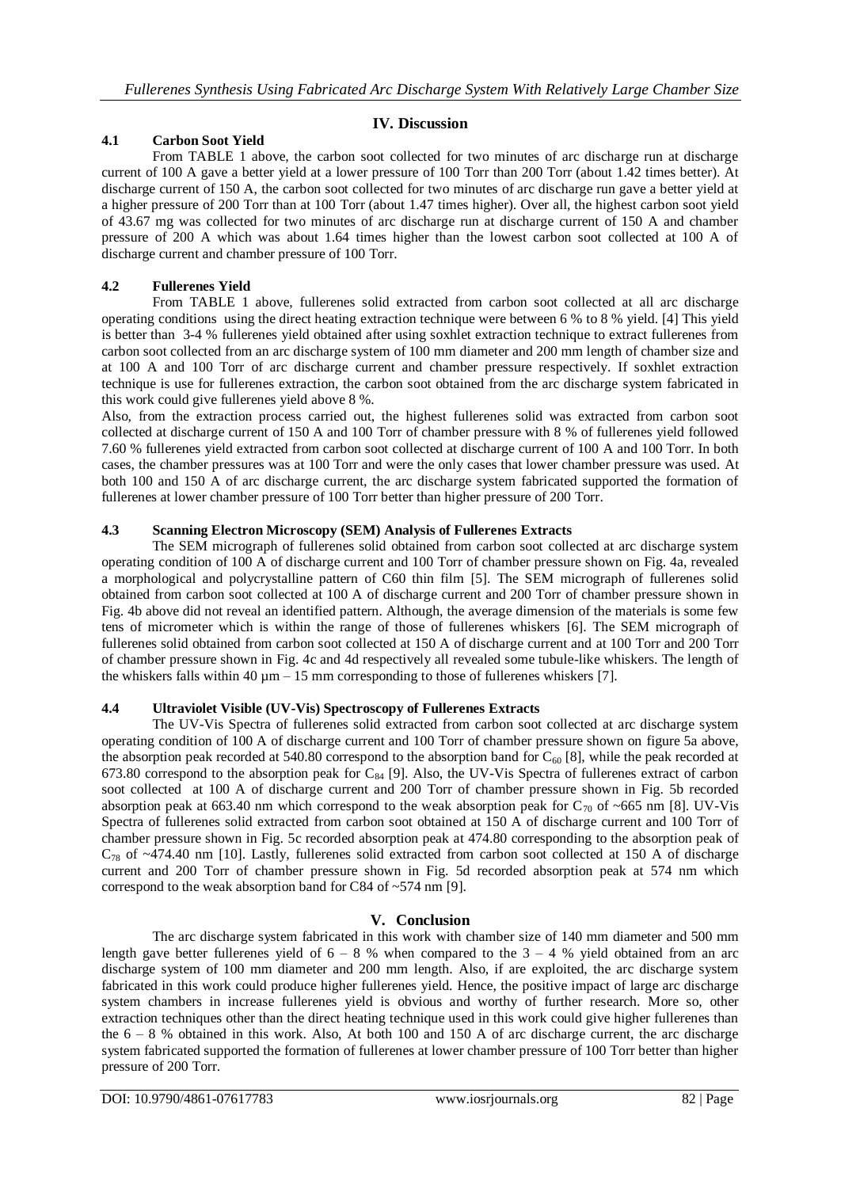## IV. Discussion

### 4.1 Carbon Soot Yield

From TABLE 1 above, the carbon soot collected for two minutes of arc discharge run at discharge current of 100 A gave a better yield at a lower pressure of 100 Torr than 200 Torr (about 1.42 times better). At discharge current of 150 A, the carbon soot collected for two minutes of arc discharge run gave a better yield at a higher pressure of 200 Torr than at 100 Torr (about 1.47 times higher). Over all, the highest carbon soot yield of 43.67 mg was collected for two minutes of arc discharge run at discharge current of 150 A and chamber pressure of 200 A which was about 1.64 times higher than the lowest carbon soot collected at 100 A of discharge current and chamber pressure of 100 Torr.

### 4.2 Fullerenes Yield

From TABLE 1 above, fullerenes solid extracted from carbon soot collected at all arc discharge operating conditions using the direct heating extraction technique were between 6 % to 8 % yield. [4] This yield is better than 3-4 % fullerenes yield obtained after using soxhlet extraction technique to extract fullerenes from carbon soot collected from an arc discharge system of 100 mm diameter and 200 mm length of chamber size and at 100 A and 100 Torr of arc discharge current and chamber pressure respectively. If soxhlet extraction technique is use for fullerenes extraction, the carbon soot obtained from the arc discharge system fabricated in this work could give fullerenes yield above 8 %.

Also, from the extraction process carried out, the highest fullerenes solid was extracted from carbon soot collected at discharge current of 150 A and 100 Torr of chamber pressure with 8 % of fullerenes yield followed 7.60 % fullerenes yield extracted from carbon soot collected at discharge current of 100 A and 100 Torr. In both cases, the chamber pressures was at 100 Torr and were the only cases that lower chamber pressure was used. At both 100 and 150 A of arc discharge current, the arc discharge system fabricated supported the formation of fullerenes at lower chamber pressure of 100 Torr better than higher pressure of 200 Torr.

### 4.3 Scanning Electron Microscopy (SEM) Analysis of Fullerenes Extracts

The SEM micrograph of fullerenes solid obtained from carbon soot collected at arc discharge system operating condition of 100 A of discharge current and 100 Torr of chamber pressure shown on Fig. 4a, revealed a morphological and polycrystalline pattern of C60 thin film [5]. The SEM micrograph of fullerenes solid obtained from carbon soot collected at 100 A of discharge current and 200 Torr of chamber pressure shown in Fig. 4b above did not reveal an identified pattern. Although, the average dimension of the materials is some few tens of micrometer which is within the range of those of fullerenes whiskers [6]. The SEM micrograph of fullerenes solid obtained from carbon soot collected at 150 A of discharge current and at 100 Torr and 200 Torr of chamber pressure shown in Fig. 4c and 4d respectively all revealed some tubule-like whiskers. The length of the whiskers falls within 40 µm – 15 mm corresponding to those of fullerenes whiskers [7].

### 4.4 Ultraviolet Visible (UV-Vis) Spectroscopy of Fullerenes Extracts

The UV-Vis Spectra of fullerenes solid extracted from carbon soot collected at arc discharge system operating condition of 100 A of discharge current and 100 Torr of chamber pressure shown on figure 5a above, the absorption peak recorded at 540.80 correspond to the absorption band for $C_{60}$ [8], while the peak recorded at 673.80 correspond to the absorption peak for $C_{84}$ [9]. Also, the UV-Vis Spectra of fullerenes extract of carbon soot collected at 100 A of discharge current and 200 Torr of chamber pressure shown in Fig. 5b recorded absorption peak at 663.40 nm which correspond to the weak absorption peak for $C_{70}$ of ~665 nm [8]. UV-Vis Spectra of fullerenes solid extracted from carbon soot obtained at 150 A of discharge current and 100 Torr of chamber pressure shown in Fig. 5c recorded absorption peak at 474.80 corresponding to the absorption peak of $C_{78}$ of ~474.40 nm [10]. Lastly, fullerenes solid extracted from carbon soot collected at 150 A of discharge current and 200 Torr of chamber pressure shown in Fig. 5d recorded absorption peak at 574 nm which correspond to the weak absorption band for C84 of ~574 nm [9].

## V. Conclusion

The arc discharge system fabricated in this work with chamber size of 140 mm diameter and 500 mm length gave better fullerenes yield of 6 – 8 % when compared to the 3 – 4 % yield obtained from an arc discharge system of 100 mm diameter and 200 mm length. Also, if are exploited, the arc discharge system fabricated in this work could produce higher fullerenes yield. Hence, the positive impact of large arc discharge system chambers in increase fullerenes yield is obvious and worthy of further research. More so, other extraction techniques other than the direct heating technique used in this work could give higher fullerenes than the 6 – 8 % obtained in this work. Also, At both 100 and 150 A of arc discharge current, the arc discharge system fabricated supported the formation of fullerenes at lower chamber pressure of 100 Torr better than higher pressure of 200 Torr.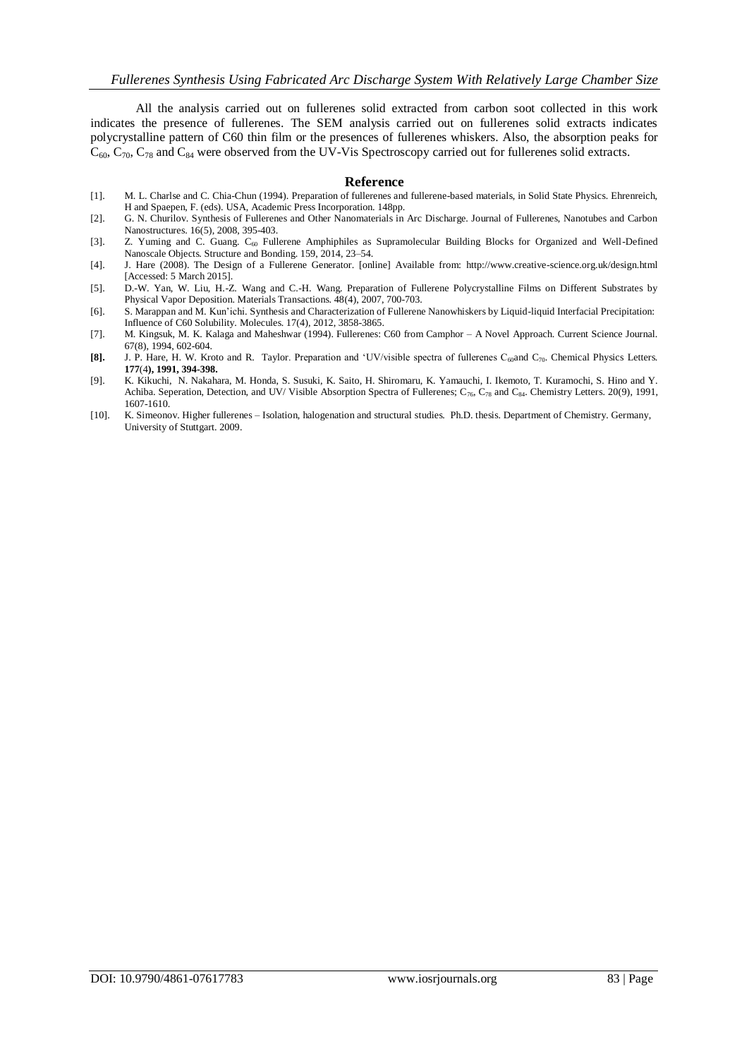All the analysis carried out on fullerenes solid extracted from carbon soot collected in this work indicates the presence of fullerenes. The SEM analysis carried out on fullerenes solid extracts indicates polycrystalline pattern of C60 thin film or the presences of fullerenes whiskers. Also, the absorption peaks for $C_{60}$, $C_{70}$, $C_{78}$ and $C_{84}$ were observed from the UV-Vis Spectroscopy carried out for fullerenes solid extracts.

## Reference

[1]. M. L. Charlse and C. Chia-Chun (1994). Preparation of fullerenes and fullerene-based materials, in Solid State Physics. Ehrenreich, H and Spaepen, F. (eds). USA, Academic Press Incorporation. 148pp.

[2]. G. N. Churilov. Synthesis of Fullerenes and Other Nanomaterials in Arc Discharge. Journal of Fullerenes, Nanotubes and Carbon Nanostructures. 16(5), 2008, 395-403.

[3]. Z. Yuming and C. Guang. $C_{60}$ Fullerene Amphiphiles as Supramolecular Building Blocks for Organized and Well-Defined Nanoscale Objects. Structure and Bonding. 159, 2014, 23–54.

[4]. J. Hare (2008). The Design of a Fullerene Generator. [online] Available from: http://www.creative-science.org.uk/design.html [Accessed: 5 March 2015].

[5]. D.-W. Yan, W. Liu, H.-Z. Wang and C.-H. Wang. Preparation of Fullerene Polycrystalline Films on Different Substrates by Physical Vapor Deposition. Materials Transactions. 48(4), 2007, 700-703.

[6]. S. Marappan and M. Kun'ichi. Synthesis and Characterization of Fullerene Nanowhiskers by Liquid-liquid Interfacial Precipitation: Influence of C60 Solubility. Molecules. 17(4), 2012, 3858-3865.

[7]. M. Kingsuk, M. K. Kalaga and Maheshwar (1994). Fullerenes: C60 from Camphor – A Novel Approach. Current Science Journal. 67(8), 1994, 602-604.

**[8].** J. P. Hare, H. W. Kroto and R. Taylor. Preparation and 'UV/visible spectra of fullerenes $C_{60}$and $C_{70}$. Chemical Physics Letters. **177**(4**), 1991, 394-398.**

[9]. K. Kikuchi, N. Nakahara, M. Honda, S. Susuki, K. Saito, H. Shiromaru, K. Yamauchi, I. Ikemoto, T. Kuramochi, S. Hino and Y. Achiba. Seperation, Detection, and UV/ Visible Absorption Spectra of Fullerenes; $C_{76}$, $C_{78}$ and $C_{84}$. Chemistry Letters. 20(9), 1991, 1607-1610.

[10]. K. Simeonov. Higher fullerenes – Isolation, halogenation and structural studies. Ph.D. thesis. Department of Chemistry. Germany, University of Stuttgart. 2009.